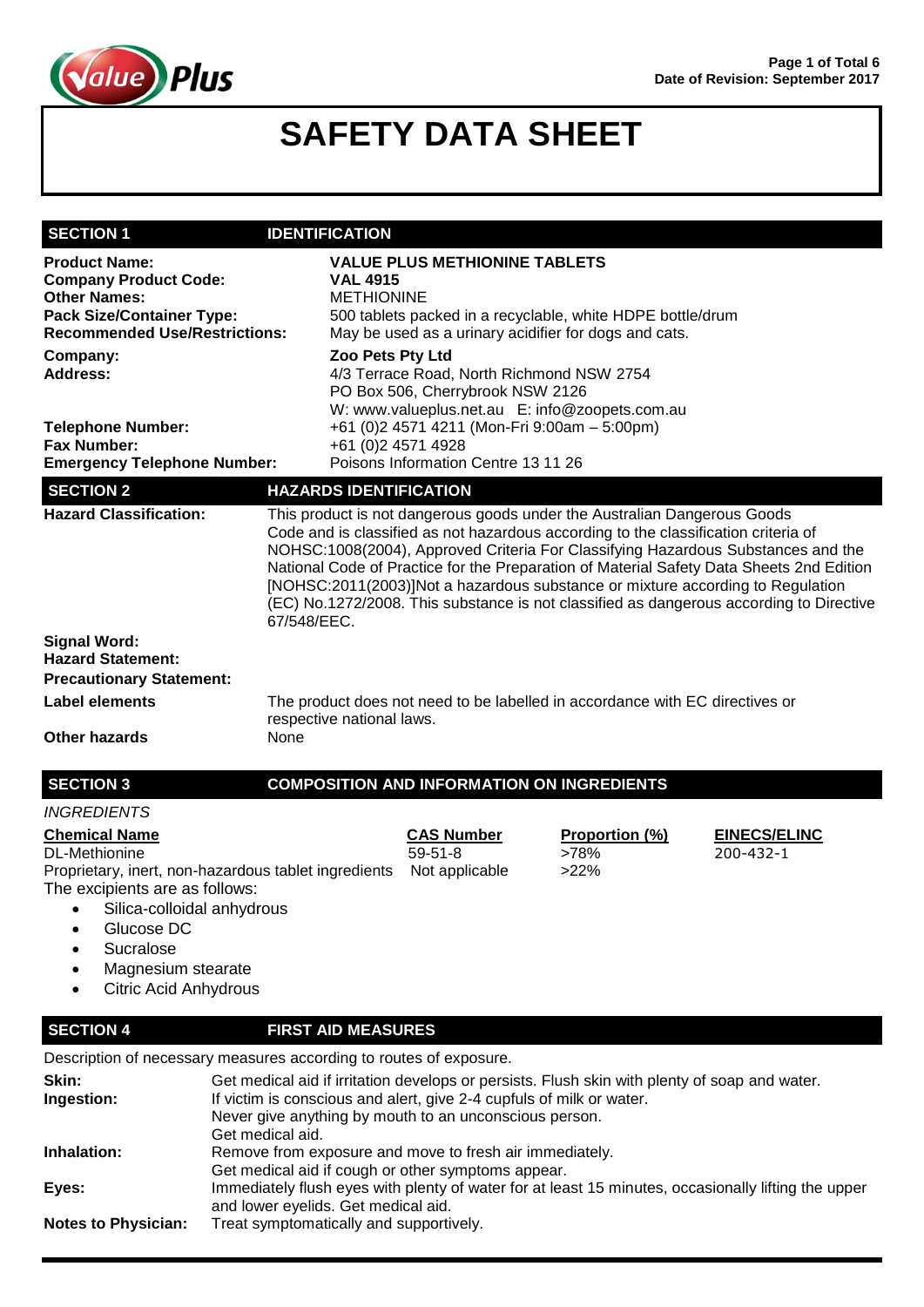# SAFETY DATA SHEET

Date of Revision: September 2017

## SECTION 1 IDENTIFICATION

**Product Name:** **VALUE PLUS METHIONINE TABLETS**
**Company Product Code:** **VAL 4915**
**Other Names:** METHIONINE
**Pack Size/Container Type:** 500 tablets packed in a recyclable, white HDPE bottle/drum
**Recommended Use/Restrictions:** May be used as a urinary acidifier for dogs and cats.

**Company:** **Zoo Pets Pty Ltd**
**Address:** 4/3 Terrace Road, North Richmond NSW 2754
PO Box 506, Cherrybrook NSW 2126
W: www.valueplus.net.au E: info@zoopets.com.au
**Telephone Number:** +61 (0)2 4571 4211 (Mon-Fri 9:00am – 5:00pm)
**Fax Number:** +61 (0)2 4571 4928
**Emergency Telephone Number:** Poisons Information Centre 13 11 26

## SECTION 2 HAZARDS IDENTIFICATION

**Hazard Classification:** This product is not dangerous goods under the Australian Dangerous Goods Code and is classified as not hazardous according to the classification criteria of NOHSC:1008(2004), Approved Criteria For Classifying Hazardous Substances and the National Code of Practice for the Preparation of Material Safety Data Sheets 2nd Edition [NOHSC:2011(2003)]Not a hazardous substance or mixture according to Regulation (EC) No.1272/2008. This substance is not classified as dangerous according to Directive 67/548/EEC.

**Signal Word:**
**Hazard Statement:**
**Precautionary Statement:**
**Label elements** The product does not need to be labelled in accordance with EC directives or respective national laws.
**Other hazards** None

## SECTION 3 COMPOSITION AND INFORMATION ON INGREDIENTS

*INGREDIENTS*

| Chemical Name | CAS Number | Proportion (%) | EINECS/ELINC |
|---|---|---|---|
| DL-Methionine | 59-51-8 | >78% | 200-432-1 |
| Proprietary, inert, non-hazardous tablet ingredients | Not applicable | >22% | |

The excipients are as follows:

- Silica-colloidal anhydrous
- Glucose DC
- Sucralose
- Magnesium stearate
- Citric Acid Anhydrous

## SECTION 4 FIRST AID MEASURES

Description of necessary measures according to routes of exposure.

**Skin:** Get medical aid if irritation develops or persists. Flush skin with plenty of soap and water.
**Ingestion:** If victim is conscious and alert, give 2-4 cupfuls of milk or water.
Never give anything by mouth to an unconscious person.
Get medical aid.
**Inhalation:** Remove from exposure and move to fresh air immediately.
Get medical aid if cough or other symptoms appear.
**Eyes:** Immediately flush eyes with plenty of water for at least 15 minutes, occasionally lifting the upper and lower eyelids. Get medical aid.
**Notes to Physician:** Treat symptomatically and supportively.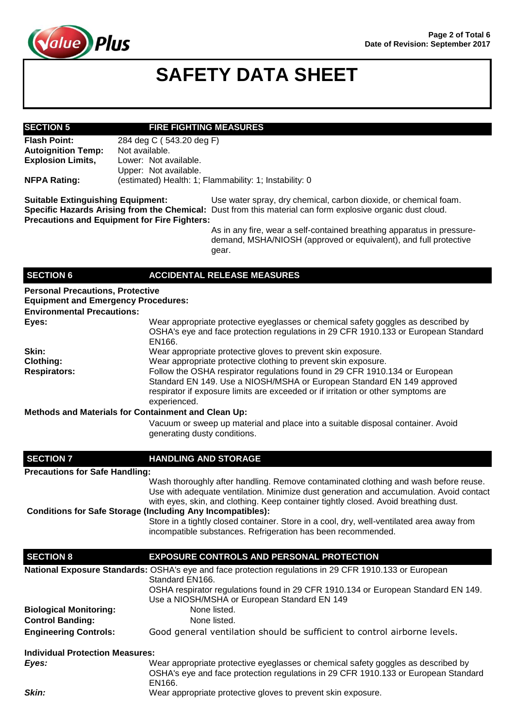# SAFETY DATA SHEET

## SECTION 5 FIRE FIGHTING MEASURES

**Flash Point:** 284 deg C ( 543.20 deg F)
**Autoignition Temp:** Not available.
**Explosion Limits,** Lower: Not available.
Upper: Not available.
**NFPA Rating:** (estimated) Health: 1; Flammability: 1; Instability: 0

**Suitable Extinguishing Equipment:** Use water spray, dry chemical, carbon dioxide, or chemical foam.
**Specific Hazards Arising from the Chemical:** Dust from this material can form explosive organic dust cloud.
**Precautions and Equipment for Fire Fighters:**
As in any fire, wear a self-contained breathing apparatus in pressure-demand, MSHA/NIOSH (approved or equivalent), and full protective gear.

## SECTION 6 ACCIDENTAL RELEASE MEASURES

**Personal Precautions, Protective Equipment and Emergency Procedures:**
**Environmental Precautions:**
**Eyes:** Wear appropriate protective eyeglasses or chemical safety goggles as described by OSHA's eye and face protection regulations in 29 CFR 1910.133 or European Standard EN166.
**Skin:** Wear appropriate protective gloves to prevent skin exposure.
**Clothing:** Wear appropriate protective clothing to prevent skin exposure.
**Respirators:** Follow the OSHA respirator regulations found in 29 CFR 1910.134 or European Standard EN 149. Use a NIOSH/MSHA or European Standard EN 149 approved respirator if exposure limits are exceeded or if irritation or other symptoms are experienced.
**Methods and Materials for Containment and Clean Up:**
Vacuum or sweep up material and place into a suitable disposal container. Avoid generating dusty conditions.

## SECTION 7 HANDLING AND STORAGE

**Precautions for Safe Handling:**
Wash thoroughly after handling. Remove contaminated clothing and wash before reuse. Use with adequate ventilation. Minimize dust generation and accumulation. Avoid contact with eyes, skin, and clothing. Keep container tightly closed. Avoid breathing dust.
**Conditions for Safe Storage (Including Any Incompatibles):**
Store in a tightly closed container. Store in a cool, dry, well-ventilated area away from incompatible substances. Refrigeration has been recommended.

## SECTION 8 EXPOSURE CONTROLS AND PERSONAL PROTECTION

**National Exposure Standards:** OSHA's eye and face protection regulations in 29 CFR 1910.133 or European Standard EN166.
OSHA respirator regulations found in 29 CFR 1910.134 or European Standard EN 149. Use a NIOSH/MSHA or European Standard EN 149
**Biological Monitoring:** None listed.
**Control Banding:** None listed.
**Engineering Controls:** Good general ventilation should be sufficient to control airborne levels.

**Individual Protection Measures:**
***Eyes:*** Wear appropriate protective eyeglasses or chemical safety goggles as described by OSHA's eye and face protection regulations in 29 CFR 1910.133 or European Standard EN166.
***Skin:*** Wear appropriate protective gloves to prevent skin exposure.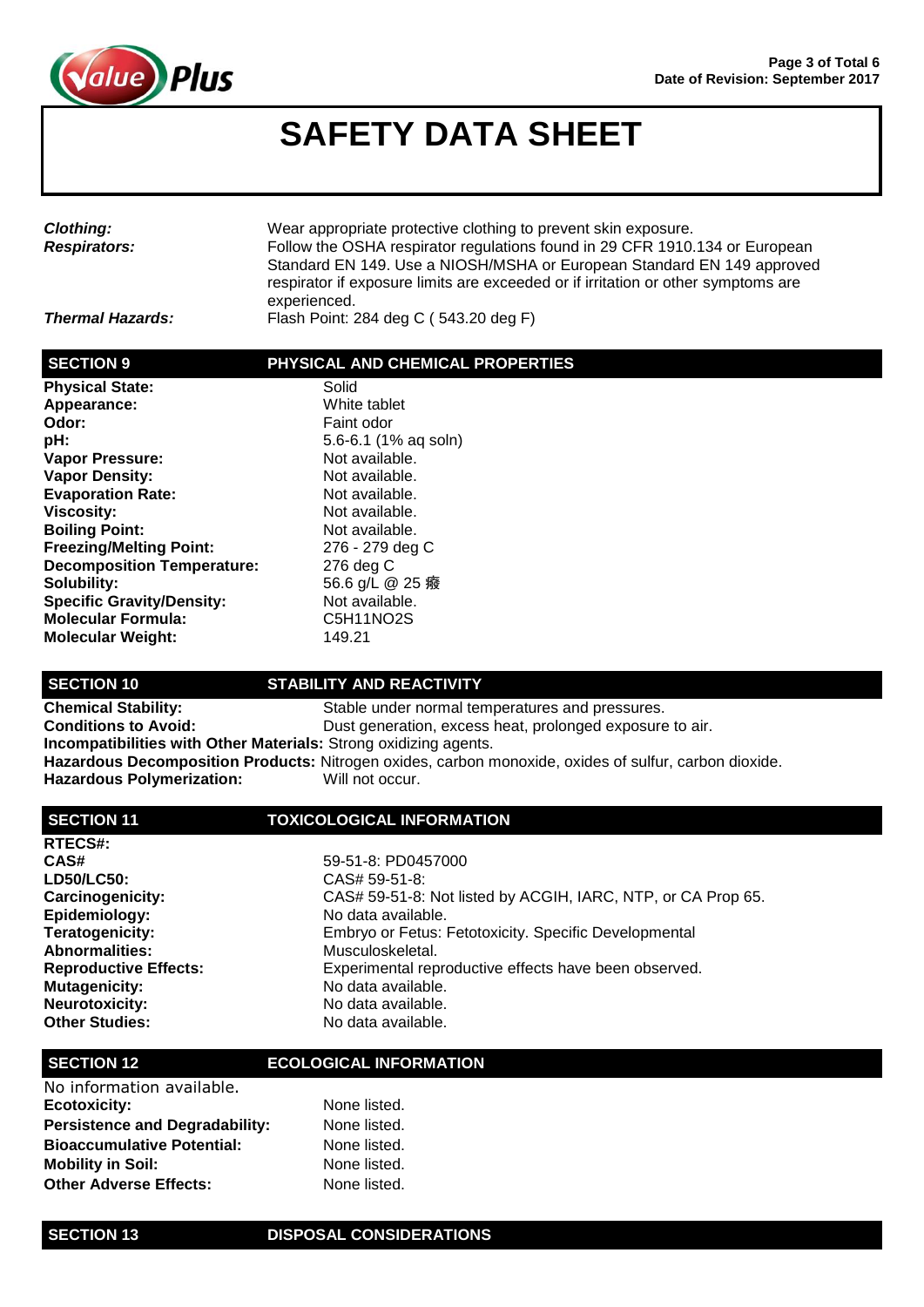# SAFETY DATA SHEET

| | |
|---|---|
| ***Clothing:*** | Wear appropriate protective clothing to prevent skin exposure. |
| ***Respirators:*** | Follow the OSHA respirator regulations found in 29 CFR 1910.134 or European Standard EN 149. Use a NIOSH/MSHA or European Standard EN 149 approved respirator if exposure limits are exceeded or if irritation or other symptoms are experienced. |
| ***Thermal Hazards:*** | Flash Point: 284 deg C ( 543.20 deg F) |

## SECTION 9 PHYSICAL AND CHEMICAL PROPERTIES

| | |
|---|---|
| **Physical State:** | Solid |
| **Appearance:** | White tablet |
| **Odor:** | Faint odor |
| **pH:** | 5.6-6.1 (1% aq soln) |
| **Vapor Pressure:** | Not available. |
| **Vapor Density:** | Not available. |
| **Evaporation Rate:** | Not available. |
| **Viscosity:** | Not available. |
| **Boiling Point:** | Not available. |
| **Freezing/Melting Point:** | 276 - 279 deg C |
| **Decomposition Temperature:** | 276 deg C |
| **Solubility:** | 56.6 g/L @ 25 癈 |
| **Specific Gravity/Density:** | Not available. |
| **Molecular Formula:** | C5H11NO2S |
| **Molecular Weight:** | 149.21 |

## SECTION 10 STABILITY AND REACTIVITY

**Chemical Stability:** Stable under normal temperatures and pressures.
**Conditions to Avoid:** Dust generation, excess heat, prolonged exposure to air.
**Incompatibilities with Other Materials:** Strong oxidizing agents.
**Hazardous Decomposition Products:** Nitrogen oxides, carbon monoxide, oxides of sulfur, carbon dioxide.
**Hazardous Polymerization:** Will not occur.

## SECTION 11 TOXICOLOGICAL INFORMATION

| | |
|---|---|
| **RTECS#:** | |
| **CAS#** | 59-51-8: PD0457000 |
| **LD50/LC50:** | CAS# 59-51-8: |
| **Carcinogenicity:** | CAS# 59-51-8: Not listed by ACGIH, IARC, NTP, or CA Prop 65. |
| **Epidemiology:** | No data available. |
| **Teratogenicity:** | Embryo or Fetus: Fetotoxicity. Specific Developmental |
| **Abnormalities:** | Musculoskeletal. |
| **Reproductive Effects:** | Experimental reproductive effects have been observed. |
| **Mutagenicity:** | No data available. |
| **Neurotoxicity:** | No data available. |
| **Other Studies:** | No data available. |

## SECTION 12 ECOLOGICAL INFORMATION

No information available.

| | |
|---|---|
| **Ecotoxicity:** | None listed. |
| **Persistence and Degradability:** | None listed. |
| **Bioaccumulative Potential:** | None listed. |
| **Mobility in Soil:** | None listed. |
| **Other Adverse Effects:** | None listed. |

## SECTION 13 DISPOSAL CONSIDERATIONS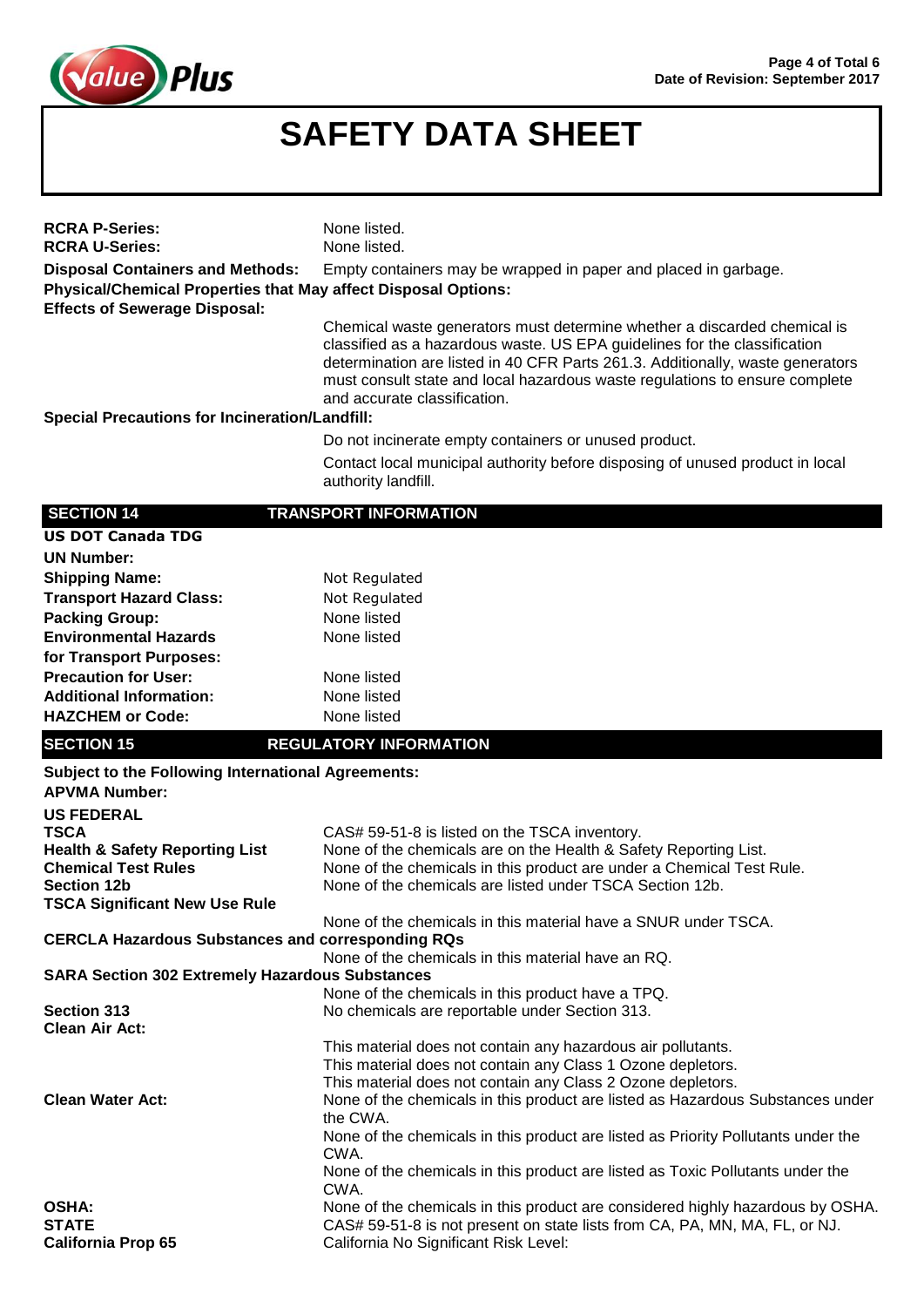# SAFETY DATA SHEET

**RCRA P-Series:** None listed.
**RCRA U-Series:** None listed.

**Disposal Containers and Methods:** Empty containers may be wrapped in paper and placed in garbage.

**Physical/Chemical Properties that May affect Disposal Options:**

**Effects of Sewerage Disposal:**

Chemical waste generators must determine whether a discarded chemical is classified as a hazardous waste. US EPA guidelines for the classification determination are listed in 40 CFR Parts 261.3. Additionally, waste generators must consult state and local hazardous waste regulations to ensure complete and accurate classification.

**Special Precautions for Incineration/Landfill:**

Do not incinerate empty containers or unused product.

Contact local municipal authority before disposing of unused product in local authority landfill.

## SECTION 14 TRANSPORT INFORMATION

**US DOT Canada TDG**

| | |
|---|---|
| **UN Number:** | |
| **Shipping Name:** | Not Regulated |
| **Transport Hazard Class:** | Not Regulated |
| **Packing Group:** | None listed |
| **Environmental Hazards for Transport Purposes:** | None listed |
| **Precaution for User:** | None listed |
| **Additional Information:** | None listed |
| **HAZCHEM or Code:** | None listed |

## SECTION 15 REGULATORY INFORMATION

**Subject to the Following International Agreements:**

**APVMA Number:**

**US FEDERAL**

**TSCA** CAS# 59-51-8 is listed on the TSCA inventory.

**Health & Safety Reporting List** None of the chemicals are on the Health & Safety Reporting List.

**Chemical Test Rules** None of the chemicals in this product are under a Chemical Test Rule.

**Section 12b** None of the chemicals are listed under TSCA Section 12b.

**TSCA Significant New Use Rule**

None of the chemicals in this material have a SNUR under TSCA.

**CERCLA Hazardous Substances and corresponding RQs**

None of the chemicals in this material have an RQ.

**SARA Section 302 Extremely Hazardous Substances**

None of the chemicals in this product have a TPQ.

**Section 313** No chemicals are reportable under Section 313.

**Clean Air Act:**

This material does not contain any hazardous air pollutants.
This material does not contain any Class 1 Ozone depletors.
This material does not contain any Class 2 Ozone depletors.

**Clean Water Act:** None of the chemicals in this product are listed as Hazardous Substances under the CWA.
None of the chemicals in this product are listed as Priority Pollutants under the CWA.
None of the chemicals in this product are listed as Toxic Pollutants under the CWA.

**OSHA:** None of the chemicals in this product are considered highly hazardous by OSHA.

**STATE** CAS# 59-51-8 is not present on state lists from CA, PA, MN, MA, FL, or NJ.

**California Prop 65** California No Significant Risk Level: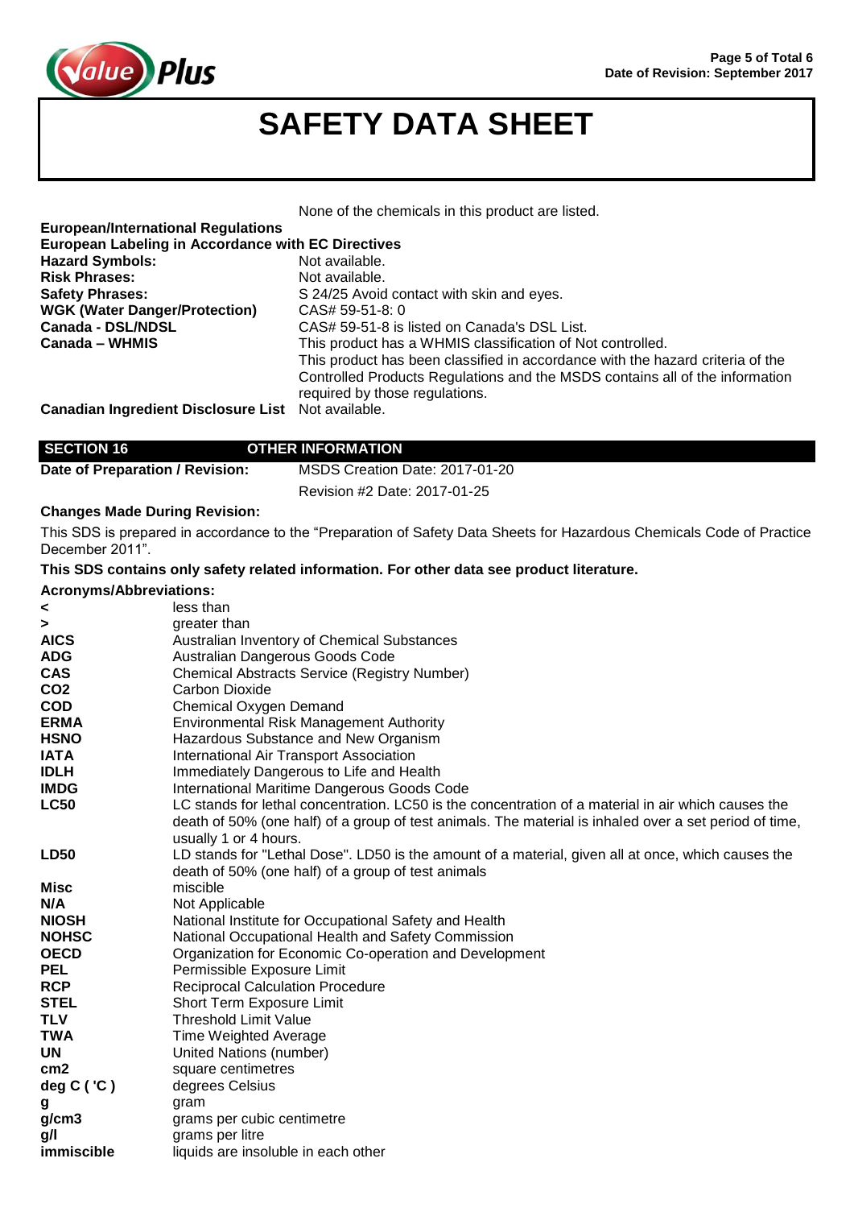None of the chemicals in this product are listed.

**European/International Regulations**

**European Labeling in Accordance with EC Directives**

| | |
|---|---|
| **Hazard Symbols:** | Not available. |
| **Risk Phrases:** | Not available. |
| **Safety Phrases:** | S 24/25 Avoid contact with skin and eyes. |
| **WGK (Water Danger/Protection)** | CAS# 59-51-8: 0 |
| **Canada - DSL/NDSL** | CAS# 59-51-8 is listed on Canada's DSL List. |
| **Canada – WHMIS** | This product has a WHMIS classification of Not controlled. This product has been classified in accordance with the hazard criteria of the Controlled Products Regulations and the MSDS contains all of the information required by those regulations. |
| **Canadian Ingredient Disclosure List** | Not available. |

## SECTION 16 OTHER INFORMATION

| | |
|---|---|
| **Date of Preparation / Revision:** | MSDS Creation Date: 2017-01-20 |
| | Revision #2 Date: 2017-01-25 |

**Changes Made During Revision:**

This SDS is prepared in accordance to the "Preparation of Safety Data Sheets for Hazardous Chemicals Code of Practice December 2011".

**This SDS contains only safety related information. For other data see product literature.**

**Acronyms/Abbreviations:**

| | |
|---|---|
| **<** | less than |
| **>** | greater than |
| **AICS** | Australian Inventory of Chemical Substances |
| **ADG** | Australian Dangerous Goods Code |
| **CAS** | Chemical Abstracts Service (Registry Number) |
| **CO2** | Carbon Dioxide |
| **COD** | Chemical Oxygen Demand |
| **ERMA** | Environmental Risk Management Authority |
| **HSNO** | Hazardous Substance and New Organism |
| **IATA** | International Air Transport Association |
| **IDLH** | Immediately Dangerous to Life and Health |
| **IMDG** | International Maritime Dangerous Goods Code |
| **LC50** | LC stands for lethal concentration. LC50 is the concentration of a material in air which causes the death of 50% (one half) of a group of test animals. The material is inhaled over a set period of time, usually 1 or 4 hours. |
| **LD50** | LD stands for "Lethal Dose". LD50 is the amount of a material, given all at once, which causes the death of 50% (one half) of a group of test animals |
| **Misc** | miscible |
| **N/A** | Not Applicable |
| **NIOSH** | National Institute for Occupational Safety and Health |
| **NOHSC** | National Occupational Health and Safety Commission |
| **OECD** | Organization for Economic Co-operation and Development |
| **PEL** | Permissible Exposure Limit |
| **RCP** | Reciprocal Calculation Procedure |
| **STEL** | Short Term Exposure Limit |
| **TLV** | Threshold Limit Value |
| **TWA** | Time Weighted Average |
| **UN** | United Nations (number) |
| **cm2** | square centimetres |
| **deg C ( 'C )** | degrees Celsius |
| **g** | gram |
| **g/cm3** | grams per cubic centimetre |
| **g/l** | grams per litre |
| **immiscible** | liquids are insoluble in each other |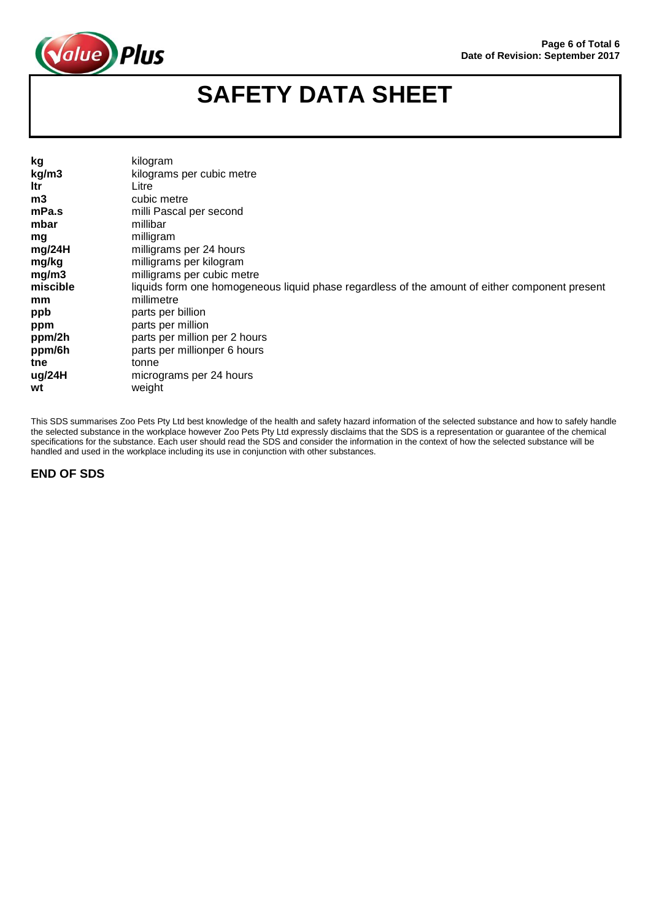# SAFETY DATA SHEET

| | |
|---|---|
| **kg** | kilogram |
| **kg/m3** | kilograms per cubic metre |
| **ltr** | Litre |
| **m3** | cubic metre |
| **mPa.s** | milli Pascal per second |
| **mbar** | millibar |
| **mg** | milligram |
| **mg/24H** | milligrams per 24 hours |
| **mg/kg** | milligrams per kilogram |
| **mg/m3** | milligrams per cubic metre |
| **miscible** | liquids form one homogeneous liquid phase regardless of the amount of either component present |
| **mm** | millimetre |
| **ppb** | parts per billion |
| **ppm** | parts per million |
| **ppm/2h** | parts per million per 2 hours |
| **ppm/6h** | parts per millionper 6 hours |
| **tne** | tonne |
| **ug/24H** | micrograms per 24 hours |
| **wt** | weight |

This SDS summarises Zoo Pets Pty Ltd best knowledge of the health and safety hazard information of the selected substance and how to safely handle the selected substance in the workplace however Zoo Pets Pty Ltd expressly disclaims that the SDS is a representation or guarantee of the chemical specifications for the substance. Each user should read the SDS and consider the information in the context of how the selected substance will be handled and used in the workplace including its use in conjunction with other substances.

**END OF SDS**